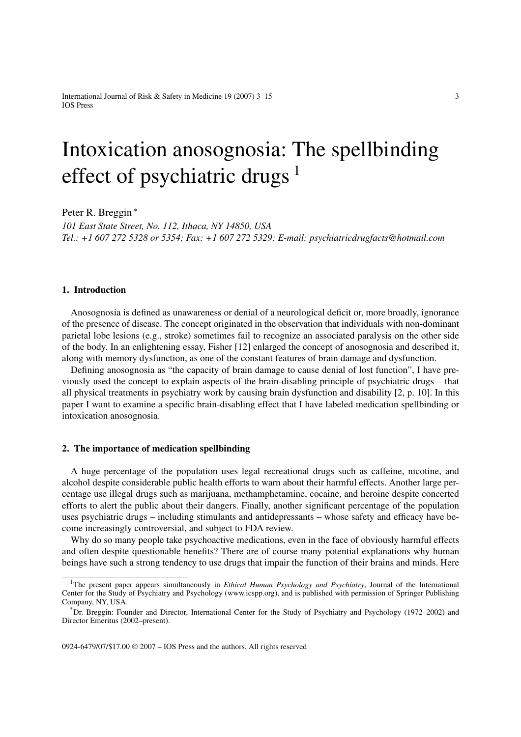# Intoxication anosognosia: The spellbinding effect of psychiatric drugs [1]

Peter R. Breggin [*]

*101 East State Street, No. 112, Ithaca, NY 14850, USA*
*Tel.: +1 607 272 5328 or 5354; Fax: +1 607 272 5329; E-mail: psychiatricdrugfacts@hotmail.com*

## 1. Introduction

Anosognosia is defined as unawareness or denial of a neurological deficit or, more broadly, ignorance of the presence of disease. The concept originated in the observation that individuals with non-dominant parietal lobe lesions (e.g., stroke) sometimes fail to recognize an associated paralysis on the other side of the body. In an enlightening essay, Fisher [12] enlarged the concept of anosognosia and described it, along with memory dysfunction, as one of the constant features of brain damage and dysfunction.

Defining anosognosia as "the capacity of brain damage to cause denial of lost function", I have previously used the concept to explain aspects of the brain-disabling principle of psychiatric drugs – that all physical treatments in psychiatry work by causing brain dysfunction and disability [2, p. 10]. In this paper I want to examine a specific brain-disabling effect that I have labeled medication spellbinding or intoxication anosognosia.

## 2. The importance of medication spellbinding

A huge percentage of the population uses legal recreational drugs such as caffeine, nicotine, and alcohol despite considerable public health efforts to warn about their harmful effects. Another large percentage use illegal drugs such as marijuana, methamphetamine, cocaine, and heroine despite concerted efforts to alert the public about their dangers. Finally, another significant percentage of the population uses psychiatric drugs – including stimulants and antidepressants – whose safety and efficacy have become increasingly controversial, and subject to FDA review.

Why do so many people take psychoactive medications, even in the face of obviously harmful effects and often despite questionable benefits? There are of course many potential explanations why human beings have such a strong tendency to use drugs that impair the function of their brains and minds. Here

---

[1] The present paper appears simultaneously in *Ethical Human Psychology and Psychiatry*, Journal of the International Center for the Study of Psychiatry and Psychology (www.icspp.org), and is published with permission of Springer Publishing Company, NY, USA.

[*] Dr. Breggin: Founder and Director, International Center for the Study of Psychiatry and Psychology (1972–2002) and Director Emeritus (2002–present).

0924-6479/07/$17.00 © 2007 – IOS Press and the authors. All rights reserved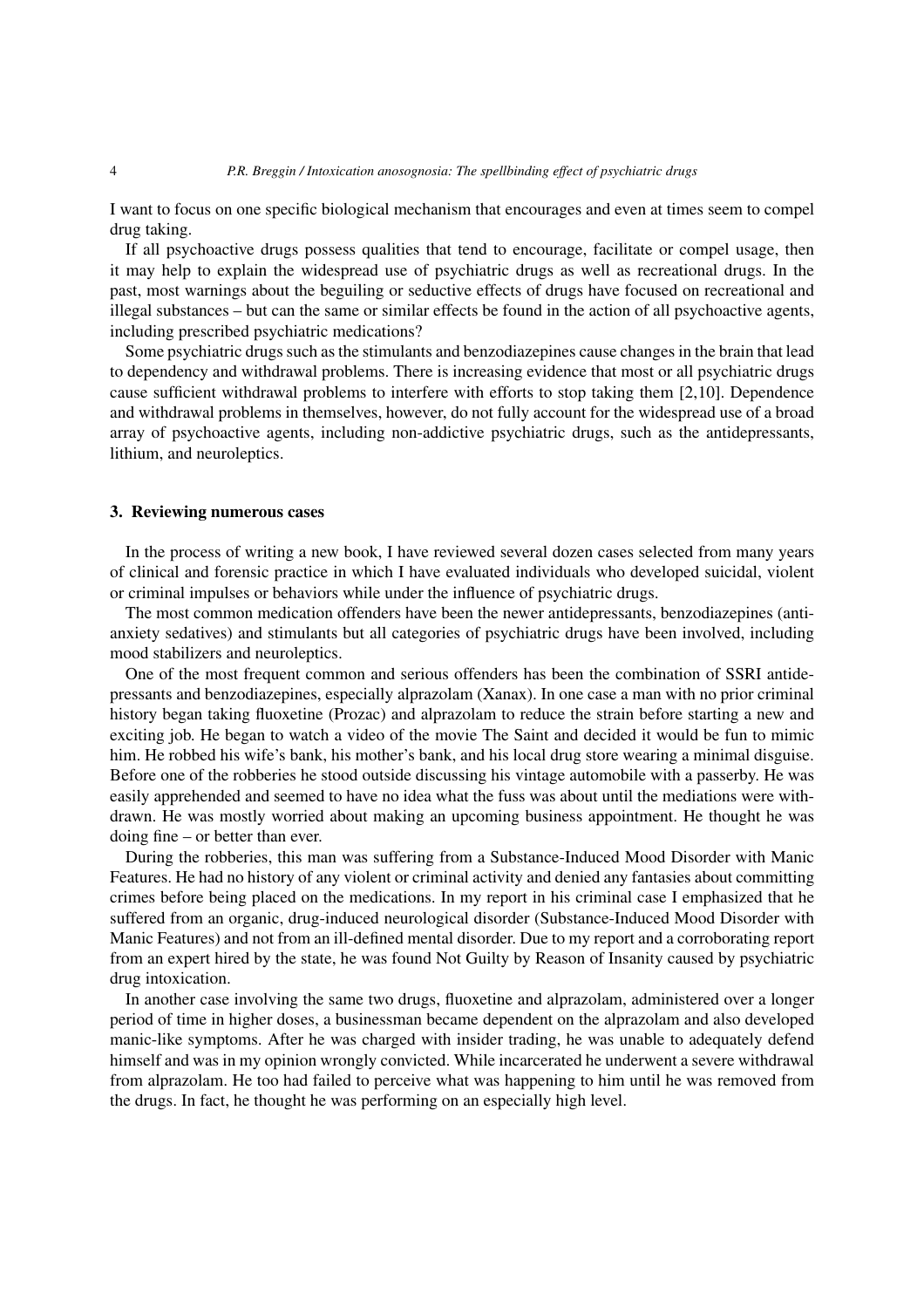I want to focus on one specific biological mechanism that encourages and even at times seem to compel drug taking.

If all psychoactive drugs possess qualities that tend to encourage, facilitate or compel usage, then it may help to explain the widespread use of psychiatric drugs as well as recreational drugs. In the past, most warnings about the beguiling or seductive effects of drugs have focused on recreational and illegal substances – but can the same or similar effects be found in the action of all psychoactive agents, including prescribed psychiatric medications?

Some psychiatric drugs such as the stimulants and benzodiazepines cause changes in the brain that lead to dependency and withdrawal problems. There is increasing evidence that most or all psychiatric drugs cause sufficient withdrawal problems to interfere with efforts to stop taking them [2,10]. Dependence and withdrawal problems in themselves, however, do not fully account for the widespread use of a broad array of psychoactive agents, including non-addictive psychiatric drugs, such as the antidepressants, lithium, and neuroleptics.

## 3. Reviewing numerous cases

In the process of writing a new book, I have reviewed several dozen cases selected from many years of clinical and forensic practice in which I have evaluated individuals who developed suicidal, violent or criminal impulses or behaviors while under the influence of psychiatric drugs.

The most common medication offenders have been the newer antidepressants, benzodiazepines (anti-anxiety sedatives) and stimulants but all categories of psychiatric drugs have been involved, including mood stabilizers and neuroleptics.

One of the most frequent common and serious offenders has been the combination of SSRI antidepressants and benzodiazepines, especially alprazolam (Xanax). In one case a man with no prior criminal history began taking fluoxetine (Prozac) and alprazolam to reduce the strain before starting a new and exciting job. He began to watch a video of the movie The Saint and decided it would be fun to mimic him. He robbed his wife's bank, his mother's bank, and his local drug store wearing a minimal disguise. Before one of the robberies he stood outside discussing his vintage automobile with a passerby. He was easily apprehended and seemed to have no idea what the fuss was about until the mediations were withdrawn. He was mostly worried about making an upcoming business appointment. He thought he was doing fine – or better than ever.

During the robberies, this man was suffering from a Substance-Induced Mood Disorder with Manic Features. He had no history of any violent or criminal activity and denied any fantasies about committing crimes before being placed on the medications. In my report in his criminal case I emphasized that he suffered from an organic, drug-induced neurological disorder (Substance-Induced Mood Disorder with Manic Features) and not from an ill-defined mental disorder. Due to my report and a corroborating report from an expert hired by the state, he was found Not Guilty by Reason of Insanity caused by psychiatric drug intoxication.

In another case involving the same two drugs, fluoxetine and alprazolam, administered over a longer period of time in higher doses, a businessman became dependent on the alprazolam and also developed manic-like symptoms. After he was charged with insider trading, he was unable to adequately defend himself and was in my opinion wrongly convicted. While incarcerated he underwent a severe withdrawal from alprazolam. He too had failed to perceive what was happening to him until he was removed from the drugs. In fact, he thought he was performing on an especially high level.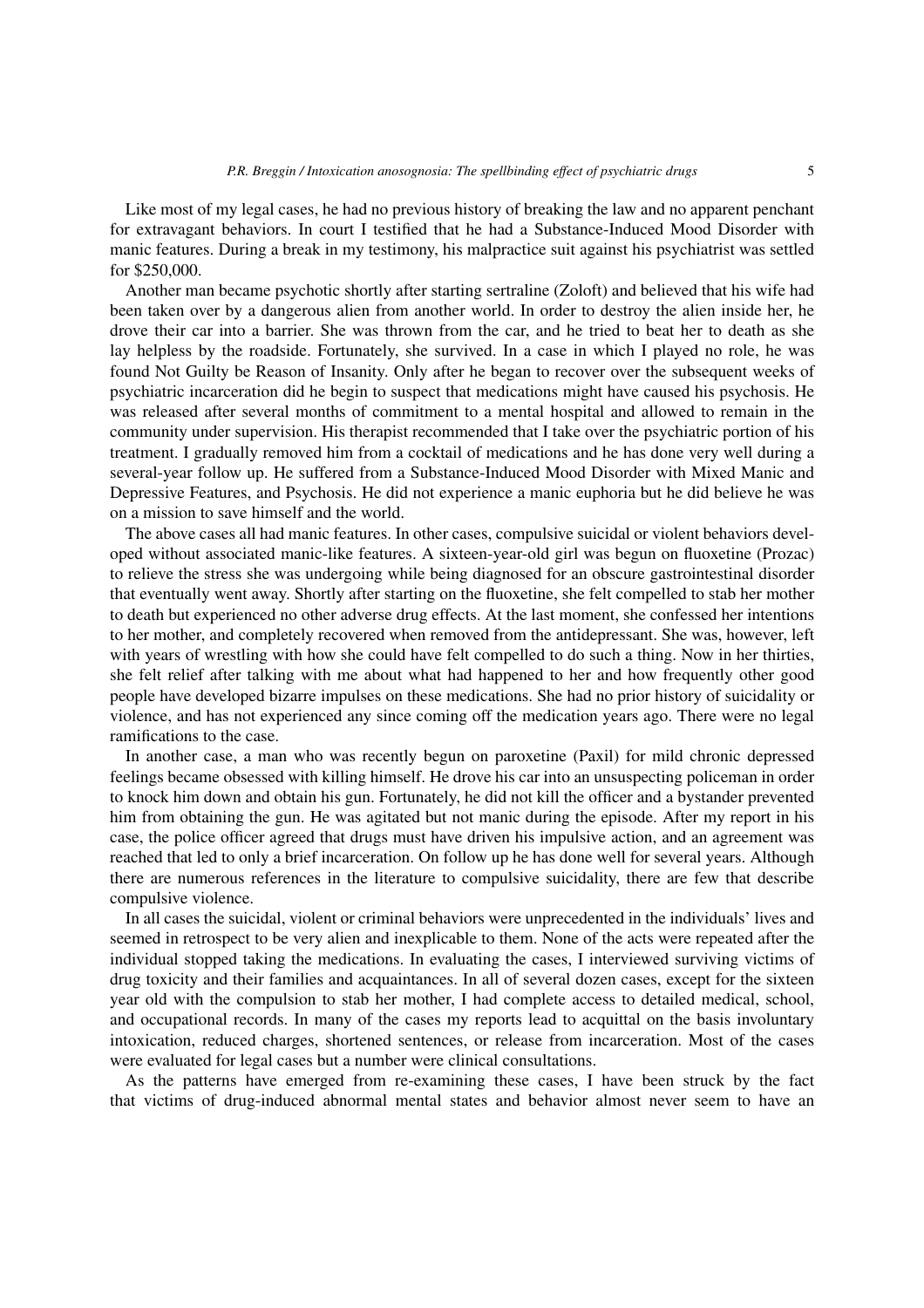Like most of my legal cases, he had no previous history of breaking the law and no apparent penchant for extravagant behaviors. In court I testified that he had a Substance-Induced Mood Disorder with manic features. During a break in my testimony, his malpractice suit against his psychiatrist was settled for $250,000.

Another man became psychotic shortly after starting sertraline (Zoloft) and believed that his wife had been taken over by a dangerous alien from another world. In order to destroy the alien inside her, he drove their car into a barrier. She was thrown from the car, and he tried to beat her to death as she lay helpless by the roadside. Fortunately, she survived. In a case in which I played no role, he was found Not Guilty be Reason of Insanity. Only after he began to recover over the subsequent weeks of psychiatric incarceration did he begin to suspect that medications might have caused his psychosis. He was released after several months of commitment to a mental hospital and allowed to remain in the community under supervision. His therapist recommended that I take over the psychiatric portion of his treatment. I gradually removed him from a cocktail of medications and he has done very well during a several-year follow up. He suffered from a Substance-Induced Mood Disorder with Mixed Manic and Depressive Features, and Psychosis. He did not experience a manic euphoria but he did believe he was on a mission to save himself and the world.

The above cases all had manic features. In other cases, compulsive suicidal or violent behaviors developed without associated manic-like features. A sixteen-year-old girl was begun on fluoxetine (Prozac) to relieve the stress she was undergoing while being diagnosed for an obscure gastrointestinal disorder that eventually went away. Shortly after starting on the fluoxetine, she felt compelled to stab her mother to death but experienced no other adverse drug effects. At the last moment, she confessed her intentions to her mother, and completely recovered when removed from the antidepressant. She was, however, left with years of wrestling with how she could have felt compelled to do such a thing. Now in her thirties, she felt relief after talking with me about what had happened to her and how frequently other good people have developed bizarre impulses on these medications. She had no prior history of suicidality or violence, and has not experienced any since coming off the medication years ago. There were no legal ramifications to the case.

In another case, a man who was recently begun on paroxetine (Paxil) for mild chronic depressed feelings became obsessed with killing himself. He drove his car into an unsuspecting policeman in order to knock him down and obtain his gun. Fortunately, he did not kill the officer and a bystander prevented him from obtaining the gun. He was agitated but not manic during the episode. After my report in his case, the police officer agreed that drugs must have driven his impulsive action, and an agreement was reached that led to only a brief incarceration. On follow up he has done well for several years. Although there are numerous references in the literature to compulsive suicidality, there are few that describe compulsive violence.

In all cases the suicidal, violent or criminal behaviors were unprecedented in the individuals' lives and seemed in retrospect to be very alien and inexplicable to them. None of the acts were repeated after the individual stopped taking the medications. In evaluating the cases, I interviewed surviving victims of drug toxicity and their families and acquaintances. In all of several dozen cases, except for the sixteen year old with the compulsion to stab her mother, I had complete access to detailed medical, school, and occupational records. In many of the cases my reports lead to acquittal on the basis involuntary intoxication, reduced charges, shortened sentences, or release from incarceration. Most of the cases were evaluated for legal cases but a number were clinical consultations.

As the patterns have emerged from re-examining these cases, I have been struck by the fact that victims of drug-induced abnormal mental states and behavior almost never seem to have an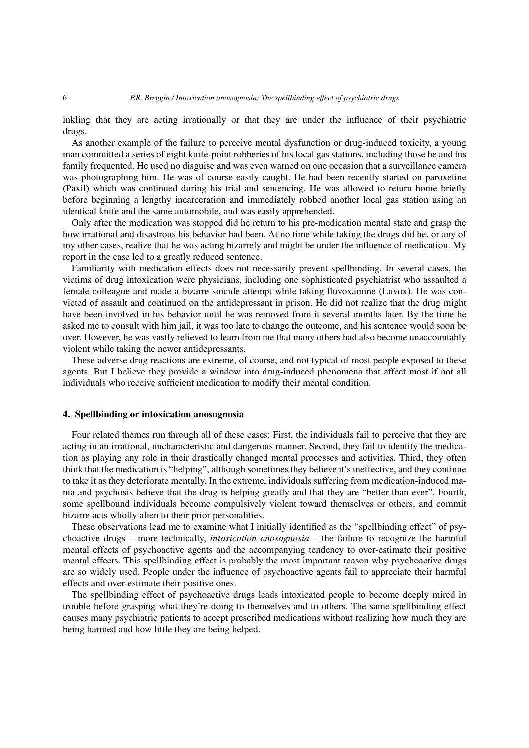inkling that they are acting irrationally or that they are under the influence of their psychiatric drugs.

As another example of the failure to perceive mental dysfunction or drug-induced toxicity, a young man committed a series of eight knife-point robberies of his local gas stations, including those he and his family frequented. He used no disguise and was even warned on one occasion that a surveillance camera was photographing him. He was of course easily caught. He had been recently started on paroxetine (Paxil) which was continued during his trial and sentencing. He was allowed to return home briefly before beginning a lengthy incarceration and immediately robbed another local gas station using an identical knife and the same automobile, and was easily apprehended.

Only after the medication was stopped did he return to his pre-medication mental state and grasp the how irrational and disastrous his behavior had been. At no time while taking the drugs did he, or any of my other cases, realize that he was acting bizarrely and might be under the influence of medication. My report in the case led to a greatly reduced sentence.

Familiarity with medication effects does not necessarily prevent spellbinding. In several cases, the victims of drug intoxication were physicians, including one sophisticated psychiatrist who assaulted a female colleague and made a bizarre suicide attempt while taking fluvoxamine (Luvox). He was convicted of assault and continued on the antidepressant in prison. He did not realize that the drug might have been involved in his behavior until he was removed from it several months later. By the time he asked me to consult with him jail, it was too late to change the outcome, and his sentence would soon be over. However, he was vastly relieved to learn from me that many others had also become unaccountably violent while taking the newer antidepressants.

These adverse drug reactions are extreme, of course, and not typical of most people exposed to these agents. But I believe they provide a window into drug-induced phenomena that affect most if not all individuals who receive sufficient medication to modify their mental condition.

## 4. Spellbinding or intoxication anosognosia

Four related themes run through all of these cases: First, the individuals fail to perceive that they are acting in an irrational, uncharacteristic and dangerous manner. Second, they fail to identity the medication as playing any role in their drastically changed mental processes and activities. Third, they often think that the medication is "helping", although sometimes they believe it's ineffective, and they continue to take it as they deteriorate mentally. In the extreme, individuals suffering from medication-induced mania and psychosis believe that the drug is helping greatly and that they are "better than ever". Fourth, some spellbound individuals become compulsively violent toward themselves or others, and commit bizarre acts wholly alien to their prior personalities.

These observations lead me to examine what I initially identified as the "spellbinding effect" of psychoactive drugs – more technically, *intoxication anosognosia* – the failure to recognize the harmful mental effects of psychoactive agents and the accompanying tendency to over-estimate their positive mental effects. This spellbinding effect is probably the most important reason why psychoactive drugs are so widely used. People under the influence of psychoactive agents fail to appreciate their harmful effects and over-estimate their positive ones.

The spellbinding effect of psychoactive drugs leads intoxicated people to become deeply mired in trouble before grasping what they're doing to themselves and to others. The same spellbinding effect causes many psychiatric patients to accept prescribed medications without realizing how much they are being harmed and how little they are being helped.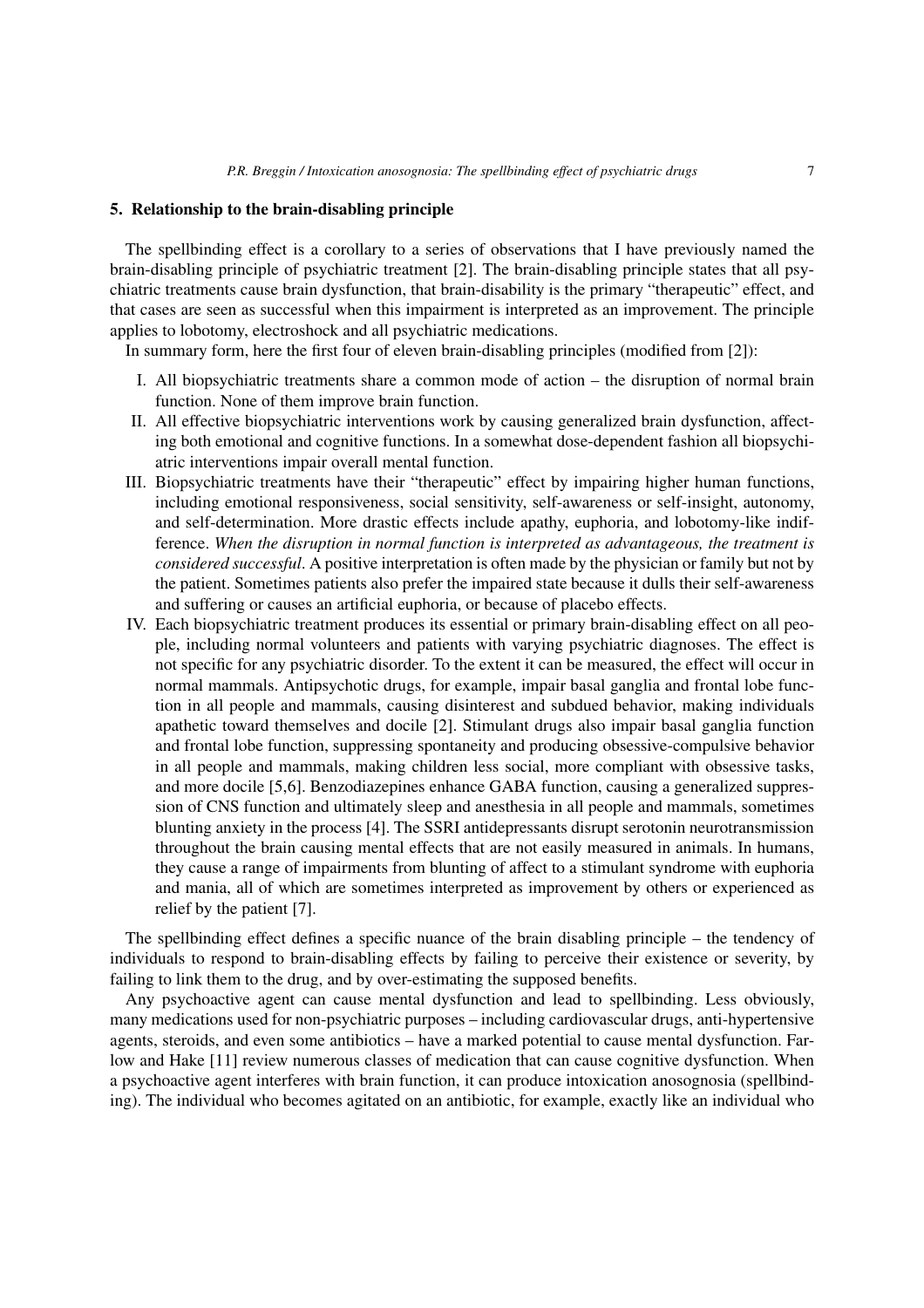## 5. Relationship to the brain-disabling principle

The spellbinding effect is a corollary to a series of observations that I have previously named the brain-disabling principle of psychiatric treatment [2]. The brain-disabling principle states that all psychiatric treatments cause brain dysfunction, that brain-disability is the primary "therapeutic" effect, and that cases are seen as successful when this impairment is interpreted as an improvement. The principle applies to lobotomy, electroshock and all psychiatric medications.

In summary form, here the first four of eleven brain-disabling principles (modified from [2]):

I. All biopsychiatric treatments share a common mode of action – the disruption of normal brain function. None of them improve brain function.

II. All effective biopsychiatric interventions work by causing generalized brain dysfunction, affecting both emotional and cognitive functions. In a somewhat dose-dependent fashion all biopsychiatric interventions impair overall mental function.

III. Biopsychiatric treatments have their "therapeutic" effect by impairing higher human functions, including emotional responsiveness, social sensitivity, self-awareness or self-insight, autonomy, and self-determination. More drastic effects include apathy, euphoria, and lobotomy-like indifference. *When the disruption in normal function is interpreted as advantageous, the treatment is considered successful*. A positive interpretation is often made by the physician or family but not by the patient. Sometimes patients also prefer the impaired state because it dulls their self-awareness and suffering or causes an artificial euphoria, or because of placebo effects.

IV. Each biopsychiatric treatment produces its essential or primary brain-disabling effect on all people, including normal volunteers and patients with varying psychiatric diagnoses. The effect is not specific for any psychiatric disorder. To the extent it can be measured, the effect will occur in normal mammals. Antipsychotic drugs, for example, impair basal ganglia and frontal lobe function in all people and mammals, causing disinterest and subdued behavior, making individuals apathetic toward themselves and docile [2]. Stimulant drugs also impair basal ganglia function and frontal lobe function, suppressing spontaneity and producing obsessive-compulsive behavior in all people and mammals, making children less social, more compliant with obsessive tasks, and more docile [5,6]. Benzodiazepines enhance GABA function, causing a generalized suppression of CNS function and ultimately sleep and anesthesia in all people and mammals, sometimes blunting anxiety in the process [4]. The SSRI antidepressants disrupt serotonin neurotransmission throughout the brain causing mental effects that are not easily measured in animals. In humans, they cause a range of impairments from blunting of affect to a stimulant syndrome with euphoria and mania, all of which are sometimes interpreted as improvement by others or experienced as relief by the patient [7].

The spellbinding effect defines a specific nuance of the brain disabling principle – the tendency of individuals to respond to brain-disabling effects by failing to perceive their existence or severity, by failing to link them to the drug, and by over-estimating the supposed benefits.

Any psychoactive agent can cause mental dysfunction and lead to spellbinding. Less obviously, many medications used for non-psychiatric purposes – including cardiovascular drugs, anti-hypertensive agents, steroids, and even some antibiotics – have a marked potential to cause mental dysfunction. Farlow and Hake [11] review numerous classes of medication that can cause cognitive dysfunction. When a psychoactive agent interferes with brain function, it can produce intoxication anosognosia (spellbinding). The individual who becomes agitated on an antibiotic, for example, exactly like an individual who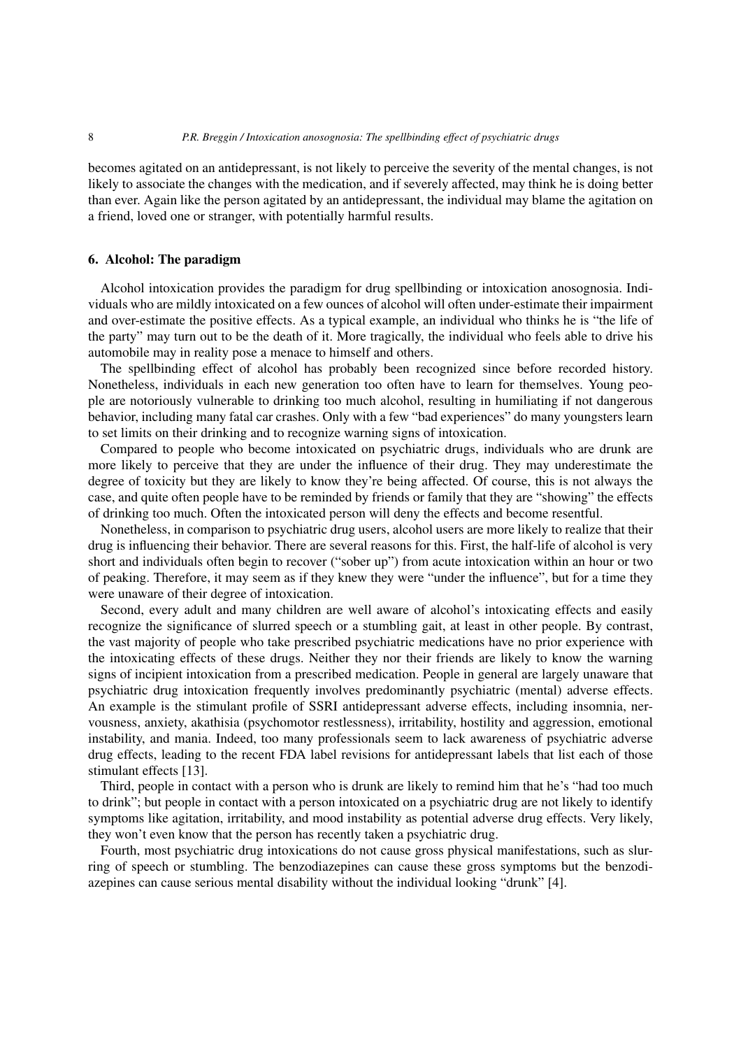becomes agitated on an antidepressant, is not likely to perceive the severity of the mental changes, is not likely to associate the changes with the medication, and if severely affected, may think he is doing better than ever. Again like the person agitated by an antidepressant, the individual may blame the agitation on a friend, loved one or stranger, with potentially harmful results.

## 6. Alcohol: The paradigm

Alcohol intoxication provides the paradigm for drug spellbinding or intoxication anosognosia. Individuals who are mildly intoxicated on a few ounces of alcohol will often under-estimate their impairment and over-estimate the positive effects. As a typical example, an individual who thinks he is "the life of the party" may turn out to be the death of it. More tragically, the individual who feels able to drive his automobile may in reality pose a menace to himself and others.

The spellbinding effect of alcohol has probably been recognized since before recorded history. Nonetheless, individuals in each new generation too often have to learn for themselves. Young people are notoriously vulnerable to drinking too much alcohol, resulting in humiliating if not dangerous behavior, including many fatal car crashes. Only with a few "bad experiences" do many youngsters learn to set limits on their drinking and to recognize warning signs of intoxication.

Compared to people who become intoxicated on psychiatric drugs, individuals who are drunk are more likely to perceive that they are under the influence of their drug. They may underestimate the degree of toxicity but they are likely to know they're being affected. Of course, this is not always the case, and quite often people have to be reminded by friends or family that they are "showing" the effects of drinking too much. Often the intoxicated person will deny the effects and become resentful.

Nonetheless, in comparison to psychiatric drug users, alcohol users are more likely to realize that their drug is influencing their behavior. There are several reasons for this. First, the half-life of alcohol is very short and individuals often begin to recover ("sober up") from acute intoxication within an hour or two of peaking. Therefore, it may seem as if they knew they were "under the influence", but for a time they were unaware of their degree of intoxication.

Second, every adult and many children are well aware of alcohol's intoxicating effects and easily recognize the significance of slurred speech or a stumbling gait, at least in other people. By contrast, the vast majority of people who take prescribed psychiatric medications have no prior experience with the intoxicating effects of these drugs. Neither they nor their friends are likely to know the warning signs of incipient intoxication from a prescribed medication. People in general are largely unaware that psychiatric drug intoxication frequently involves predominantly psychiatric (mental) adverse effects. An example is the stimulant profile of SSRI antidepressant adverse effects, including insomnia, nervousness, anxiety, akathisia (psychomotor restlessness), irritability, hostility and aggression, emotional instability, and mania. Indeed, too many professionals seem to lack awareness of psychiatric adverse drug effects, leading to the recent FDA label revisions for antidepressant labels that list each of those stimulant effects [13].

Third, people in contact with a person who is drunk are likely to remind him that he's "had too much to drink"; but people in contact with a person intoxicated on a psychiatric drug are not likely to identify symptoms like agitation, irritability, and mood instability as potential adverse drug effects. Very likely, they won't even know that the person has recently taken a psychiatric drug.

Fourth, most psychiatric drug intoxications do not cause gross physical manifestations, such as slurring of speech or stumbling. The benzodiazepines can cause these gross symptoms but the benzodiazepines can cause serious mental disability without the individual looking "drunk" [4].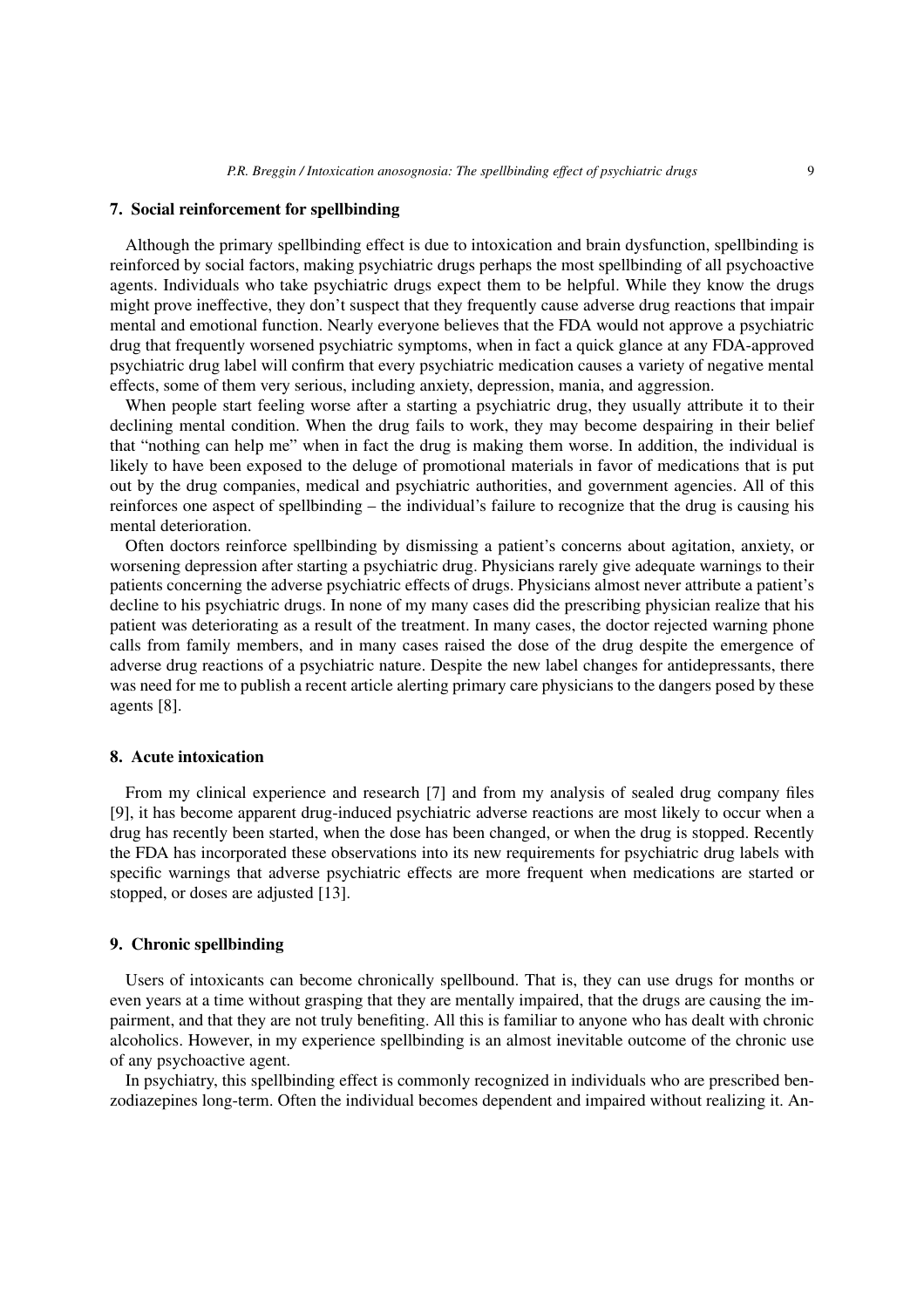## 7. Social reinforcement for spellbinding

Although the primary spellbinding effect is due to intoxication and brain dysfunction, spellbinding is reinforced by social factors, making psychiatric drugs perhaps the most spellbinding of all psychoactive agents. Individuals who take psychiatric drugs expect them to be helpful. While they know the drugs might prove ineffective, they don't suspect that they frequently cause adverse drug reactions that impair mental and emotional function. Nearly everyone believes that the FDA would not approve a psychiatric drug that frequently worsened psychiatric symptoms, when in fact a quick glance at any FDA-approved psychiatric drug label will confirm that every psychiatric medication causes a variety of negative mental effects, some of them very serious, including anxiety, depression, mania, and aggression.

When people start feeling worse after a starting a psychiatric drug, they usually attribute it to their declining mental condition. When the drug fails to work, they may become despairing in their belief that "nothing can help me" when in fact the drug is making them worse. In addition, the individual is likely to have been exposed to the deluge of promotional materials in favor of medications that is put out by the drug companies, medical and psychiatric authorities, and government agencies. All of this reinforces one aspect of spellbinding – the individual's failure to recognize that the drug is causing his mental deterioration.

Often doctors reinforce spellbinding by dismissing a patient's concerns about agitation, anxiety, or worsening depression after starting a psychiatric drug. Physicians rarely give adequate warnings to their patients concerning the adverse psychiatric effects of drugs. Physicians almost never attribute a patient's decline to his psychiatric drugs. In none of my many cases did the prescribing physician realize that his patient was deteriorating as a result of the treatment. In many cases, the doctor rejected warning phone calls from family members, and in many cases raised the dose of the drug despite the emergence of adverse drug reactions of a psychiatric nature. Despite the new label changes for antidepressants, there was need for me to publish a recent article alerting primary care physicians to the dangers posed by these agents [8].

## 8. Acute intoxication

From my clinical experience and research [7] and from my analysis of sealed drug company files [9], it has become apparent drug-induced psychiatric adverse reactions are most likely to occur when a drug has recently been started, when the dose has been changed, or when the drug is stopped. Recently the FDA has incorporated these observations into its new requirements for psychiatric drug labels with specific warnings that adverse psychiatric effects are more frequent when medications are started or stopped, or doses are adjusted [13].

## 9. Chronic spellbinding

Users of intoxicants can become chronically spellbound. That is, they can use drugs for months or even years at a time without grasping that they are mentally impaired, that the drugs are causing the impairment, and that they are not truly benefiting. All this is familiar to anyone who has dealt with chronic alcoholics. However, in my experience spellbinding is an almost inevitable outcome of the chronic use of any psychoactive agent.

In psychiatry, this spellbinding effect is commonly recognized in individuals who are prescribed benzodiazepines long-term. Often the individual becomes dependent and impaired without realizing it. An-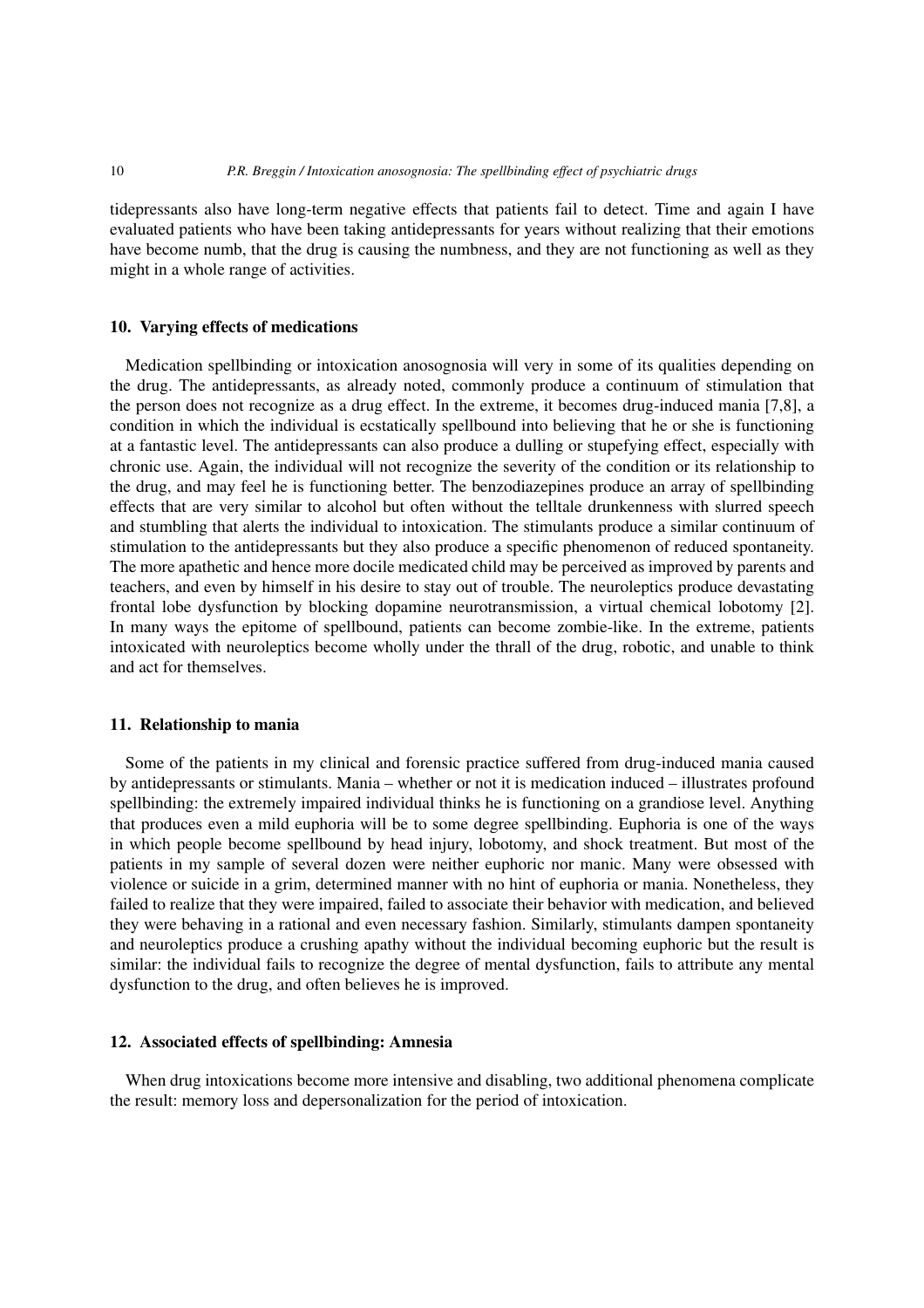tidepressants also have long-term negative effects that patients fail to detect. Time and again I have evaluated patients who have been taking antidepressants for years without realizing that their emotions have become numb, that the drug is causing the numbness, and they are not functioning as well as they might in a whole range of activities.

## 10. Varying effects of medications

Medication spellbinding or intoxication anosognosia will very in some of its qualities depending on the drug. The antidepressants, as already noted, commonly produce a continuum of stimulation that the person does not recognize as a drug effect. In the extreme, it becomes drug-induced mania [7,8], a condition in which the individual is ecstatically spellbound into believing that he or she is functioning at a fantastic level. The antidepressants can also produce a dulling or stupefying effect, especially with chronic use. Again, the individual will not recognize the severity of the condition or its relationship to the drug, and may feel he is functioning better. The benzodiazepines produce an array of spellbinding effects that are very similar to alcohol but often without the telltale drunkenness with slurred speech and stumbling that alerts the individual to intoxication. The stimulants produce a similar continuum of stimulation to the antidepressants but they also produce a specific phenomenon of reduced spontaneity. The more apathetic and hence more docile medicated child may be perceived as improved by parents and teachers, and even by himself in his desire to stay out of trouble. The neuroleptics produce devastating frontal lobe dysfunction by blocking dopamine neurotransmission, a virtual chemical lobotomy [2]. In many ways the epitome of spellbound, patients can become zombie-like. In the extreme, patients intoxicated with neuroleptics become wholly under the thrall of the drug, robotic, and unable to think and act for themselves.

## 11. Relationship to mania

Some of the patients in my clinical and forensic practice suffered from drug-induced mania caused by antidepressants or stimulants. Mania – whether or not it is medication induced – illustrates profound spellbinding: the extremely impaired individual thinks he is functioning on a grandiose level. Anything that produces even a mild euphoria will be to some degree spellbinding. Euphoria is one of the ways in which people become spellbound by head injury, lobotomy, and shock treatment. But most of the patients in my sample of several dozen were neither euphoric nor manic. Many were obsessed with violence or suicide in a grim, determined manner with no hint of euphoria or mania. Nonetheless, they failed to realize that they were impaired, failed to associate their behavior with medication, and believed they were behaving in a rational and even necessary fashion. Similarly, stimulants dampen spontaneity and neuroleptics produce a crushing apathy without the individual becoming euphoric but the result is similar: the individual fails to recognize the degree of mental dysfunction, fails to attribute any mental dysfunction to the drug, and often believes he is improved.

## 12. Associated effects of spellbinding: Amnesia

When drug intoxications become more intensive and disabling, two additional phenomena complicate the result: memory loss and depersonalization for the period of intoxication.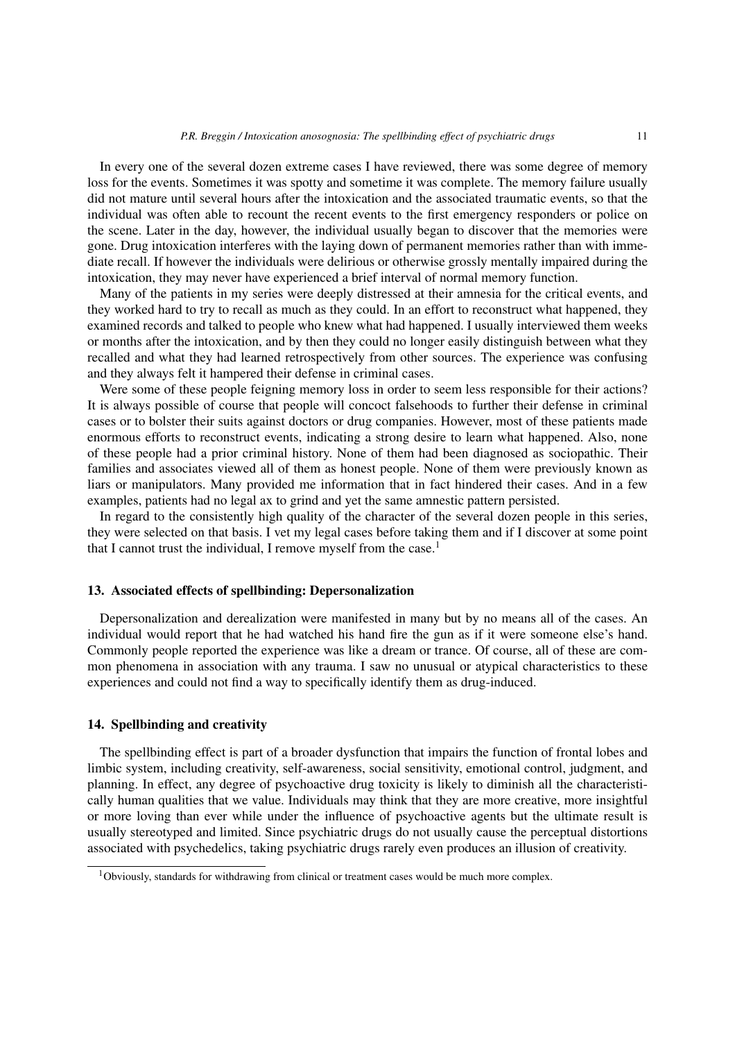In every one of the several dozen extreme cases I have reviewed, there was some degree of memory loss for the events. Sometimes it was spotty and sometime it was complete. The memory failure usually did not mature until several hours after the intoxication and the associated traumatic events, so that the individual was often able to recount the recent events to the first emergency responders or police on the scene. Later in the day, however, the individual usually began to discover that the memories were gone. Drug intoxication interferes with the laying down of permanent memories rather than with immediate recall. If however the individuals were delirious or otherwise grossly mentally impaired during the intoxication, they may never have experienced a brief interval of normal memory function.

Many of the patients in my series were deeply distressed at their amnesia for the critical events, and they worked hard to try to recall as much as they could. In an effort to reconstruct what happened, they examined records and talked to people who knew what had happened. I usually interviewed them weeks or months after the intoxication, and by then they could no longer easily distinguish between what they recalled and what they had learned retrospectively from other sources. The experience was confusing and they always felt it hampered their defense in criminal cases.

Were some of these people feigning memory loss in order to seem less responsible for their actions? It is always possible of course that people will concoct falsehoods to further their defense in criminal cases or to bolster their suits against doctors or drug companies. However, most of these patients made enormous efforts to reconstruct events, indicating a strong desire to learn what happened. Also, none of these people had a prior criminal history. None of them had been diagnosed as sociopathic. Their families and associates viewed all of them as honest people. None of them were previously known as liars or manipulators. Many provided me information that in fact hindered their cases. And in a few examples, patients had no legal ax to grind and yet the same amnestic pattern persisted.

In regard to the consistently high quality of the character of the several dozen people in this series, they were selected on that basis. I vet my legal cases before taking them and if I discover at some point that I cannot trust the individual, I remove myself from the case.[1]

## 13. Associated effects of spellbinding: Depersonalization

Depersonalization and derealization were manifested in many but by no means all of the cases. An individual would report that he had watched his hand fire the gun as if it were someone else's hand. Commonly people reported the experience was like a dream or trance. Of course, all of these are common phenomena in association with any trauma. I saw no unusual or atypical characteristics to these experiences and could not find a way to specifically identify them as drug-induced.

## 14. Spellbinding and creativity

The spellbinding effect is part of a broader dysfunction that impairs the function of frontal lobes and limbic system, including creativity, self-awareness, social sensitivity, emotional control, judgment, and planning. In effect, any degree of psychoactive drug toxicity is likely to diminish all the characteristically human qualities that we value. Individuals may think that they are more creative, more insightful or more loving than ever while under the influence of psychoactive agents but the ultimate result is usually stereotyped and limited. Since psychiatric drugs do not usually cause the perceptual distortions associated with psychedelics, taking psychiatric drugs rarely even produces an illusion of creativity.

---

[1] Obviously, standards for withdrawing from clinical or treatment cases would be much more complex.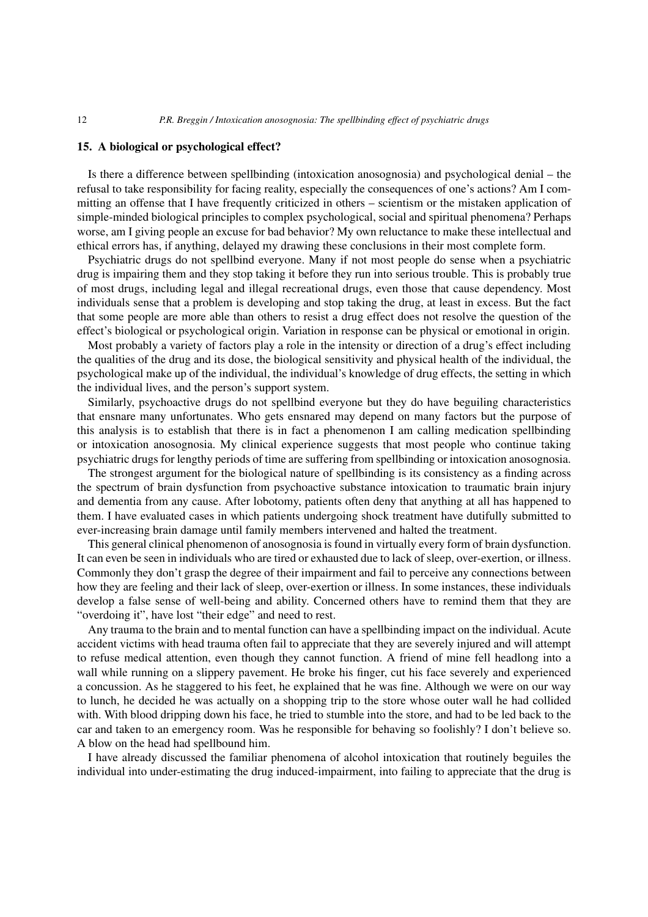## 15. A biological or psychological effect?

Is there a difference between spellbinding (intoxication anosognosia) and psychological denial – the refusal to take responsibility for facing reality, especially the consequences of one's actions? Am I committing an offense that I have frequently criticized in others – scientism or the mistaken application of simple-minded biological principles to complex psychological, social and spiritual phenomena? Perhaps worse, am I giving people an excuse for bad behavior? My own reluctance to make these intellectual and ethical errors has, if anything, delayed my drawing these conclusions in their most complete form.

Psychiatric drugs do not spellbind everyone. Many if not most people do sense when a psychiatric drug is impairing them and they stop taking it before they run into serious trouble. This is probably true of most drugs, including legal and illegal recreational drugs, even those that cause dependency. Most individuals sense that a problem is developing and stop taking the drug, at least in excess. But the fact that some people are more able than others to resist a drug effect does not resolve the question of the effect's biological or psychological origin. Variation in response can be physical or emotional in origin.

Most probably a variety of factors play a role in the intensity or direction of a drug's effect including the qualities of the drug and its dose, the biological sensitivity and physical health of the individual, the psychological make up of the individual, the individual's knowledge of drug effects, the setting in which the individual lives, and the person's support system.

Similarly, psychoactive drugs do not spellbind everyone but they do have beguiling characteristics that ensnare many unfortunates. Who gets ensnared may depend on many factors but the purpose of this analysis is to establish that there is in fact a phenomenon I am calling medication spellbinding or intoxication anosognosia. My clinical experience suggests that most people who continue taking psychiatric drugs for lengthy periods of time are suffering from spellbinding or intoxication anosognosia.

The strongest argument for the biological nature of spellbinding is its consistency as a finding across the spectrum of brain dysfunction from psychoactive substance intoxication to traumatic brain injury and dementia from any cause. After lobotomy, patients often deny that anything at all has happened to them. I have evaluated cases in which patients undergoing shock treatment have dutifully submitted to ever-increasing brain damage until family members intervened and halted the treatment.

This general clinical phenomenon of anosognosia is found in virtually every form of brain dysfunction. It can even be seen in individuals who are tired or exhausted due to lack of sleep, over-exertion, or illness. Commonly they don't grasp the degree of their impairment and fail to perceive any connections between how they are feeling and their lack of sleep, over-exertion or illness. In some instances, these individuals develop a false sense of well-being and ability. Concerned others have to remind them that they are "overdoing it", have lost "their edge" and need to rest.

Any trauma to the brain and to mental function can have a spellbinding impact on the individual. Acute accident victims with head trauma often fail to appreciate that they are severely injured and will attempt to refuse medical attention, even though they cannot function. A friend of mine fell headlong into a wall while running on a slippery pavement. He broke his finger, cut his face severely and experienced a concussion. As he staggered to his feet, he explained that he was fine. Although we were on our way to lunch, he decided he was actually on a shopping trip to the store whose outer wall he had collided with. With blood dripping down his face, he tried to stumble into the store, and had to be led back to the car and taken to an emergency room. Was he responsible for behaving so foolishly? I don't believe so. A blow on the head had spellbound him.

I have already discussed the familiar phenomena of alcohol intoxication that routinely beguiles the individual into under-estimating the drug induced-impairment, into failing to appreciate that the drug is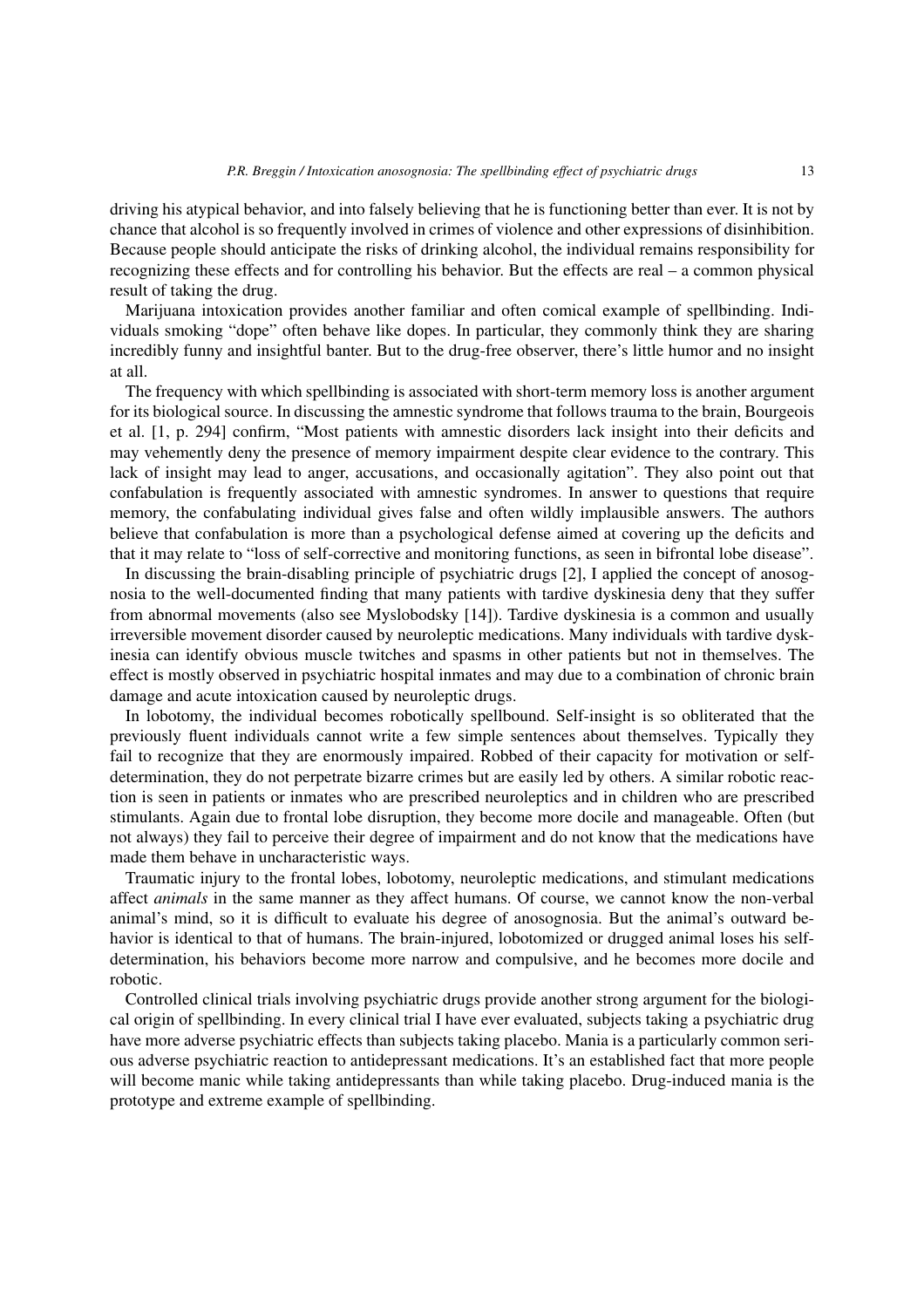driving his atypical behavior, and into falsely believing that he is functioning better than ever. It is not by chance that alcohol is so frequently involved in crimes of violence and other expressions of disinhibition. Because people should anticipate the risks of drinking alcohol, the individual remains responsibility for recognizing these effects and for controlling his behavior. But the effects are real – a common physical result of taking the drug.

Marijuana intoxication provides another familiar and often comical example of spellbinding. Individuals smoking "dope" often behave like dopes. In particular, they commonly think they are sharing incredibly funny and insightful banter. But to the drug-free observer, there's little humor and no insight at all.

The frequency with which spellbinding is associated with short-term memory loss is another argument for its biological source. In discussing the amnestic syndrome that follows trauma to the brain, Bourgeois et al. [1, p. 294] confirm, "Most patients with amnestic disorders lack insight into their deficits and may vehemently deny the presence of memory impairment despite clear evidence to the contrary. This lack of insight may lead to anger, accusations, and occasionally agitation". They also point out that confabulation is frequently associated with amnestic syndromes. In answer to questions that require memory, the confabulating individual gives false and often wildly implausible answers. The authors believe that confabulation is more than a psychological defense aimed at covering up the deficits and that it may relate to "loss of self-corrective and monitoring functions, as seen in bifrontal lobe disease".

In discussing the brain-disabling principle of psychiatric drugs [2], I applied the concept of anosognosia to the well-documented finding that many patients with tardive dyskinesia deny that they suffer from abnormal movements (also see Myslobodsky [14]). Tardive dyskinesia is a common and usually irreversible movement disorder caused by neuroleptic medications. Many individuals with tardive dyskinesia can identify obvious muscle twitches and spasms in other patients but not in themselves. The effect is mostly observed in psychiatric hospital inmates and may due to a combination of chronic brain damage and acute intoxication caused by neuroleptic drugs.

In lobotomy, the individual becomes robotically spellbound. Self-insight is so obliterated that the previously fluent individuals cannot write a few simple sentences about themselves. Typically they fail to recognize that they are enormously impaired. Robbed of their capacity for motivation or self-determination, they do not perpetrate bizarre crimes but are easily led by others. A similar robotic reaction is seen in patients or inmates who are prescribed neuroleptics and in children who are prescribed stimulants. Again due to frontal lobe disruption, they become more docile and manageable. Often (but not always) they fail to perceive their degree of impairment and do not know that the medications have made them behave in uncharacteristic ways.

Traumatic injury to the frontal lobes, lobotomy, neuroleptic medications, and stimulant medications affect *animals* in the same manner as they affect humans. Of course, we cannot know the non-verbal animal's mind, so it is difficult to evaluate his degree of anosognosia. But the animal's outward behavior is identical to that of humans. The brain-injured, lobotomized or drugged animal loses his self-determination, his behaviors become more narrow and compulsive, and he becomes more docile and robotic.

Controlled clinical trials involving psychiatric drugs provide another strong argument for the biological origin of spellbinding. In every clinical trial I have ever evaluated, subjects taking a psychiatric drug have more adverse psychiatric effects than subjects taking placebo. Mania is a particularly common serious adverse psychiatric reaction to antidepressant medications. It's an established fact that more people will become manic while taking antidepressants than while taking placebo. Drug-induced mania is the prototype and extreme example of spellbinding.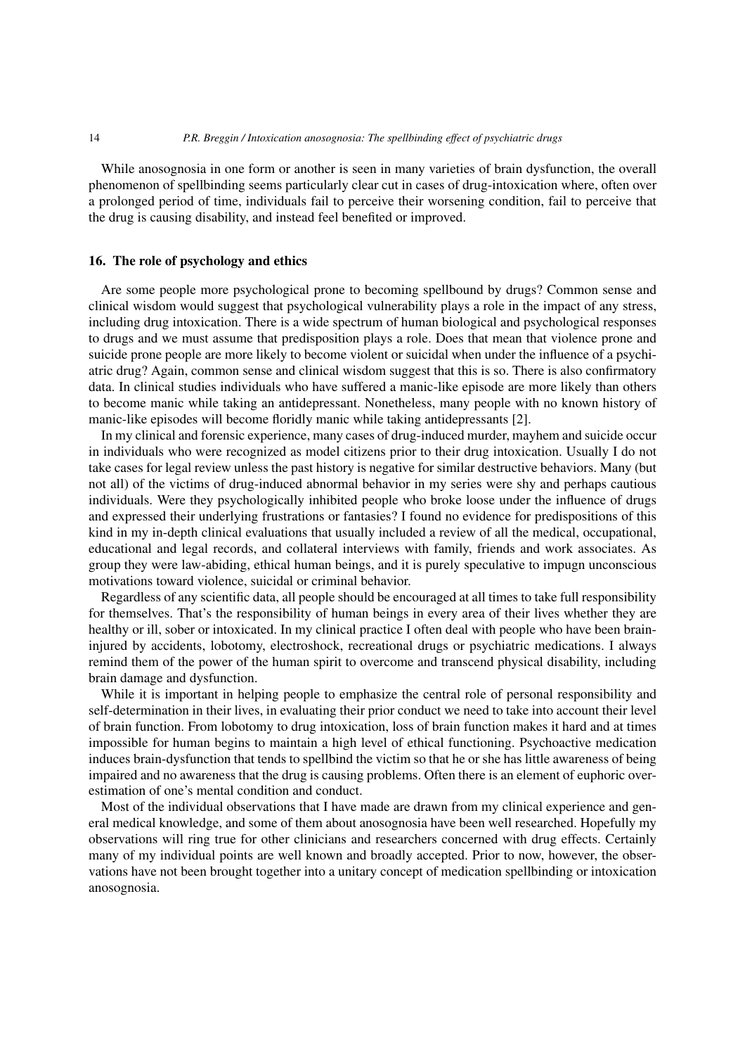While anosognosia in one form or another is seen in many varieties of brain dysfunction, the overall phenomenon of spellbinding seems particularly clear cut in cases of drug-intoxication where, often over a prolonged period of time, individuals fail to perceive their worsening condition, fail to perceive that the drug is causing disability, and instead feel benefited or improved.

## 16. The role of psychology and ethics

Are some people more psychological prone to becoming spellbound by drugs? Common sense and clinical wisdom would suggest that psychological vulnerability plays a role in the impact of any stress, including drug intoxication. There is a wide spectrum of human biological and psychological responses to drugs and we must assume that predisposition plays a role. Does that mean that violence prone and suicide prone people are more likely to become violent or suicidal when under the influence of a psychiatric drug? Again, common sense and clinical wisdom suggest that this is so. There is also confirmatory data. In clinical studies individuals who have suffered a manic-like episode are more likely than others to become manic while taking an antidepressant. Nonetheless, many people with no known history of manic-like episodes will become floridly manic while taking antidepressants [2].

In my clinical and forensic experience, many cases of drug-induced murder, mayhem and suicide occur in individuals who were recognized as model citizens prior to their drug intoxication. Usually I do not take cases for legal review unless the past history is negative for similar destructive behaviors. Many (but not all) of the victims of drug-induced abnormal behavior in my series were shy and perhaps cautious individuals. Were they psychologically inhibited people who broke loose under the influence of drugs and expressed their underlying frustrations or fantasies? I found no evidence for predispositions of this kind in my in-depth clinical evaluations that usually included a review of all the medical, occupational, educational and legal records, and collateral interviews with family, friends and work associates. As group they were law-abiding, ethical human beings, and it is purely speculative to impugn unconscious motivations toward violence, suicidal or criminal behavior.

Regardless of any scientific data, all people should be encouraged at all times to take full responsibility for themselves. That's the responsibility of human beings in every area of their lives whether they are healthy or ill, sober or intoxicated. In my clinical practice I often deal with people who have been brain-injured by accidents, lobotomy, electroshock, recreational drugs or psychiatric medications. I always remind them of the power of the human spirit to overcome and transcend physical disability, including brain damage and dysfunction.

While it is important in helping people to emphasize the central role of personal responsibility and self-determination in their lives, in evaluating their prior conduct we need to take into account their level of brain function. From lobotomy to drug intoxication, loss of brain function makes it hard and at times impossible for human begins to maintain a high level of ethical functioning. Psychoactive medication induces brain-dysfunction that tends to spellbind the victim so that he or she has little awareness of being impaired and no awareness that the drug is causing problems. Often there is an element of euphoric over-estimation of one's mental condition and conduct.

Most of the individual observations that I have made are drawn from my clinical experience and general medical knowledge, and some of them about anosognosia have been well researched. Hopefully my observations will ring true for other clinicians and researchers concerned with drug effects. Certainly many of my individual points are well known and broadly accepted. Prior to now, however, the observations have not been brought together into a unitary concept of medication spellbinding or intoxication anosognosia.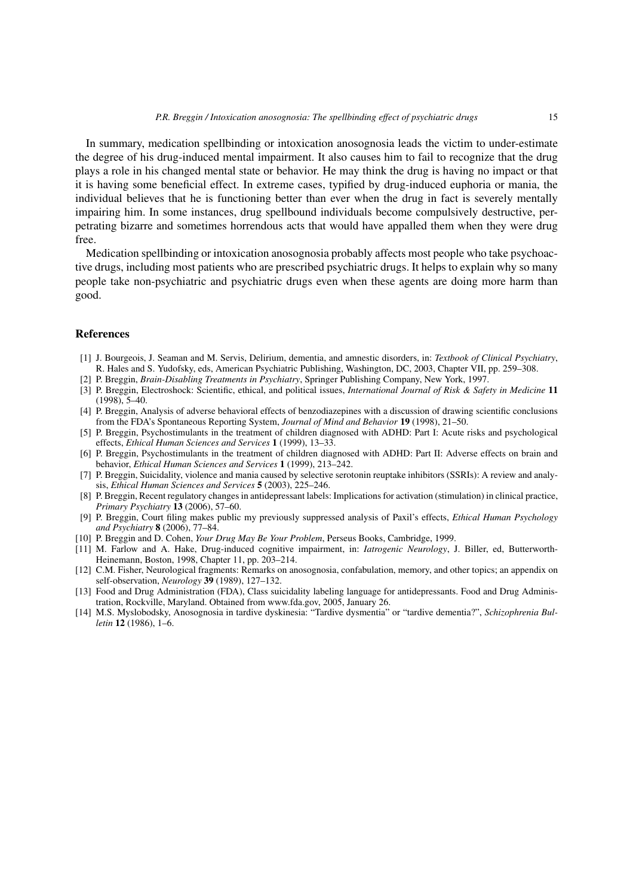In summary, medication spellbinding or intoxication anosognosia leads the victim to under-estimate the degree of his drug-induced mental impairment. It also causes him to fail to recognize that the drug plays a role in his changed mental state or behavior. He may think the drug is having no impact or that it is having some beneficial effect. In extreme cases, typified by drug-induced euphoria or mania, the individual believes that he is functioning better than ever when the drug in fact is severely mentally impairing him. In some instances, drug spellbound individuals become compulsively destructive, perpetrating bizarre and sometimes horrendous acts that would have appalled them when they were drug free.

Medication spellbinding or intoxication anosognosia probably affects most people who take psychoactive drugs, including most patients who are prescribed psychiatric drugs. It helps to explain why so many people take non-psychiatric and psychiatric drugs even when these agents are doing more harm than good.

## References

[1] J. Bourgeois, J. Seaman and M. Servis, Delirium, dementia, and amnestic disorders, in: *Textbook of Clinical Psychiatry*, R. Hales and S. Yudofsky, eds, American Psychiatric Publishing, Washington, DC, 2003, Chapter VII, pp. 259–308.

[2] P. Breggin, *Brain-Disabling Treatments in Psychiatry*, Springer Publishing Company, New York, 1997.

[3] P. Breggin, Electroshock: Scientific, ethical, and political issues, *International Journal of Risk & Safety in Medicine* **11** (1998), 5–40.

[4] P. Breggin, Analysis of adverse behavioral effects of benzodiazepines with a discussion of drawing scientific conclusions from the FDA's Spontaneous Reporting System, *Journal of Mind and Behavior* **19** (1998), 21–50.

[5] P. Breggin, Psychostimulants in the treatment of children diagnosed with ADHD: Part I: Acute risks and psychological effects, *Ethical Human Sciences and Services* **1** (1999), 13–33.

[6] P. Breggin, Psychostimulants in the treatment of children diagnosed with ADHD: Part II: Adverse effects on brain and behavior, *Ethical Human Sciences and Services* **1** (1999), 213–242.

[7] P. Breggin, Suicidality, violence and mania caused by selective serotonin reuptake inhibitors (SSRIs): A review and analysis, *Ethical Human Sciences and Services* **5** (2003), 225–246.

[8] P. Breggin, Recent regulatory changes in antidepressant labels: Implications for activation (stimulation) in clinical practice, *Primary Psychiatry* **13** (2006), 57–60.

[9] P. Breggin, Court filing makes public my previously suppressed analysis of Paxil's effects, *Ethical Human Psychology and Psychiatry* **8** (2006), 77–84.

[10] P. Breggin and D. Cohen, *Your Drug May Be Your Problem*, Perseus Books, Cambridge, 1999.

[11] M. Farlow and A. Hake, Drug-induced cognitive impairment, in: *Iatrogenic Neurology*, J. Biller, ed, Butterworth-Heinemann, Boston, 1998, Chapter 11, pp. 203–214.

[12] C.M. Fisher, Neurological fragments: Remarks on anosognosia, confabulation, memory, and other topics; an appendix on self-observation, *Neurology* **39** (1989), 127–132.

[13] Food and Drug Administration (FDA), Class suicidality labeling language for antidepressants. Food and Drug Administration, Rockville, Maryland. Obtained from www.fda.gov, 2005, January 26.

[14] M.S. Myslobodsky, Anosognosia in tardive dyskinesia: "Tardive dysmentia" or "tardive dementia?", *Schizophrenia Bulletin* **12** (1986), 1–6.